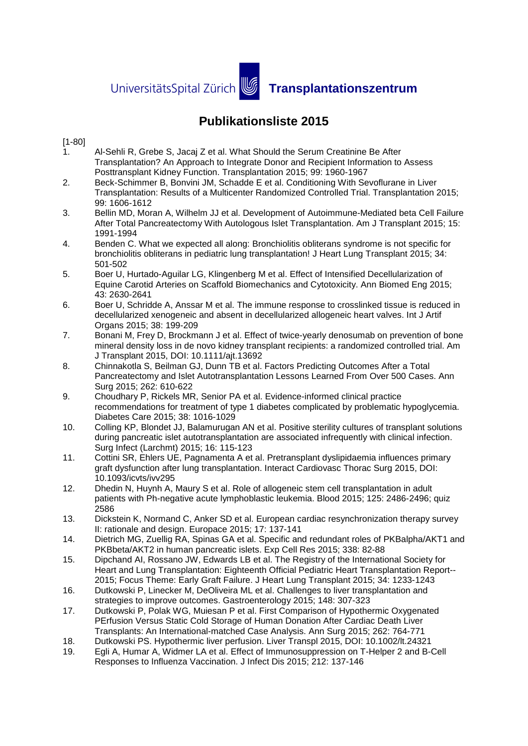UniversitätsSpital Zürich **Transplantationszentrum**

# Publikationsliste 2015

[1-80]

1. Al-Sehli R, Grebe S, Jacaj Z et al. What Should the Serum Creatinine Be After Transplantation? An Approach to Integrate Donor and Recipient Information to Assess Posttransplant Kidney Function. Transplantation 2015; 99: 1960-1967
2. Beck-Schimmer B, Bonvini JM, Schadde E et al. Conditioning With Sevoflurane in Liver Transplantation: Results of a Multicenter Randomized Controlled Trial. Transplantation 2015; 99: 1606-1612
3. Bellin MD, Moran A, Wilhelm JJ et al. Development of Autoimmune-Mediated beta Cell Failure After Total Pancreatectomy With Autologous Islet Transplantation. Am J Transplant 2015; 15: 1991-1994
4. Benden C. What we expected all along: Bronchiolitis obliterans syndrome is not specific for bronchiolitis obliterans in pediatric lung transplantation! J Heart Lung Transplant 2015; 34: 501-502
5. Boer U, Hurtado-Aguilar LG, Klingenberg M et al. Effect of Intensified Decellularization of Equine Carotid Arteries on Scaffold Biomechanics and Cytotoxicity. Ann Biomed Eng 2015; 43: 2630-2641
6. Boer U, Schridde A, Anssar M et al. The immune response to crosslinked tissue is reduced in decellularized xenogeneic and absent in decellularized allogeneic heart valves. Int J Artif Organs 2015; 38: 199-209
7. Bonani M, Frey D, Brockmann J et al. Effect of twice-yearly denosumab on prevention of bone mineral density loss in de novo kidney transplant recipients: a randomized controlled trial. Am J Transplant 2015, DOI: 10.1111/ajt.13692
8. Chinnakotla S, Beilman GJ, Dunn TB et al. Factors Predicting Outcomes After a Total Pancreatectomy and Islet Autotransplantation Lessons Learned From Over 500 Cases. Ann Surg 2015; 262: 610-622
9. Choudhary P, Rickels MR, Senior PA et al. Evidence-informed clinical practice recommendations for treatment of type 1 diabetes complicated by problematic hypoglycemia. Diabetes Care 2015; 38: 1016-1029
10. Colling KP, Blondet JJ, Balamurugan AN et al. Positive sterility cultures of transplant solutions during pancreatic islet autotransplantation are associated infrequently with clinical infection. Surg Infect (Larchmt) 2015; 16: 115-123
11. Cottini SR, Ehlers UE, Pagnamenta A et al. Pretransplant dyslipidaemia influences primary graft dysfunction after lung transplantation. Interact Cardiovasc Thorac Surg 2015, DOI: 10.1093/icvts/ivv295
12. Dhedin N, Huynh A, Maury S et al. Role of allogeneic stem cell transplantation in adult patients with Ph-negative acute lymphoblastic leukemia. Blood 2015; 125: 2486-2496; quiz 2586
13. Dickstein K, Normand C, Anker SD et al. European cardiac resynchronization therapy survey II: rationale and design. Europace 2015; 17: 137-141
14. Dietrich MG, Zuellig RA, Spinas GA et al. Specific and redundant roles of PKBalpha/AKT1 and PKBbeta/AKT2 in human pancreatic islets. Exp Cell Res 2015; 338: 82-88
15. Dipchand AI, Rossano JW, Edwards LB et al. The Registry of the International Society for Heart and Lung Transplantation: Eighteenth Official Pediatric Heart Transplantation Report--2015; Focus Theme: Early Graft Failure. J Heart Lung Transplant 2015; 34: 1233-1243
16. Dutkowski P, Linecker M, DeOliveira ML et al. Challenges to liver transplantation and strategies to improve outcomes. Gastroenterology 2015; 148: 307-323
17. Dutkowski P, Polak WG, Muiesan P et al. First Comparison of Hypothermic Oxygenated PErfusion Versus Static Cold Storage of Human Donation After Cardiac Death Liver Transplants: An International-matched Case Analysis. Ann Surg 2015; 262: 764-771
18. Dutkowski PS. Hypothermic liver perfusion. Liver Transpl 2015, DOI: 10.1002/lt.24321
19. Egli A, Humar A, Widmer LA et al. Effect of Immunosuppression on T-Helper 2 and B-Cell Responses to Influenza Vaccination. J Infect Dis 2015; 212: 137-146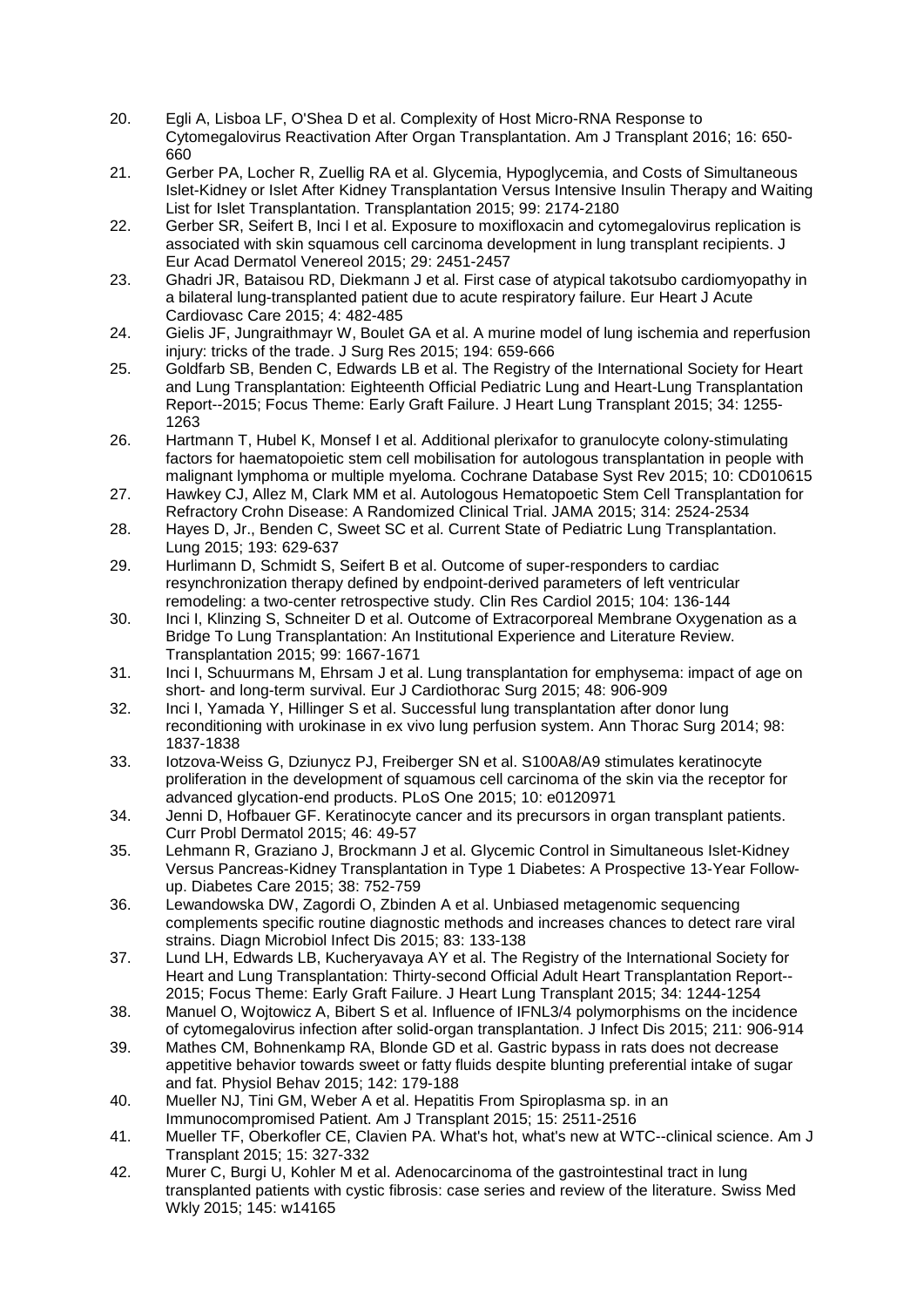20. Egli A, Lisboa LF, O'Shea D et al. Complexity of Host Micro-RNA Response to Cytomegalovirus Reactivation After Organ Transplantation. Am J Transplant 2016; 16: 650-660
21. Gerber PA, Locher R, Zuellig RA et al. Glycemia, Hypoglycemia, and Costs of Simultaneous Islet-Kidney or Islet After Kidney Transplantation Versus Intensive Insulin Therapy and Waiting List for Islet Transplantation. Transplantation 2015; 99: 2174-2180
22. Gerber SR, Seifert B, Inci I et al. Exposure to moxifloxacin and cytomegalovirus replication is associated with skin squamous cell carcinoma development in lung transplant recipients. J Eur Acad Dermatol Venereol 2015; 29: 2451-2457
23. Ghadri JR, Bataisou RD, Diekmann J et al. First case of atypical takotsubo cardiomyopathy in a bilateral lung-transplanted patient due to acute respiratory failure. Eur Heart J Acute Cardiovasc Care 2015; 4: 482-485
24. Gielis JF, Jungraithmayr W, Boulet GA et al. A murine model of lung ischemia and reperfusion injury: tricks of the trade. J Surg Res 2015; 194: 659-666
25. Goldfarb SB, Benden C, Edwards LB et al. The Registry of the International Society for Heart and Lung Transplantation: Eighteenth Official Pediatric Lung and Heart-Lung Transplantation Report--2015; Focus Theme: Early Graft Failure. J Heart Lung Transplant 2015; 34: 1255-1263
26. Hartmann T, Hubel K, Monsef I et al. Additional plerixafor to granulocyte colony-stimulating factors for haematopoietic stem cell mobilisation for autologous transplantation in people with malignant lymphoma or multiple myeloma. Cochrane Database Syst Rev 2015; 10: CD010615
27. Hawkey CJ, Allez M, Clark MM et al. Autologous Hematopoetic Stem Cell Transplantation for Refractory Crohn Disease: A Randomized Clinical Trial. JAMA 2015; 314: 2524-2534
28. Hayes D, Jr., Benden C, Sweet SC et al. Current State of Pediatric Lung Transplantation. Lung 2015; 193: 629-637
29. Hurlimann D, Schmidt S, Seifert B et al. Outcome of super-responders to cardiac resynchronization therapy defined by endpoint-derived parameters of left ventricular remodeling: a two-center retrospective study. Clin Res Cardiol 2015; 104: 136-144
30. Inci I, Klinzing S, Schneiter D et al. Outcome of Extracorporeal Membrane Oxygenation as a Bridge To Lung Transplantation: An Institutional Experience and Literature Review. Transplantation 2015; 99: 1667-1671
31. Inci I, Schuurmans M, Ehrsam J et al. Lung transplantation for emphysema: impact of age on short- and long-term survival. Eur J Cardiothorac Surg 2015; 48: 906-909
32. Inci I, Yamada Y, Hillinger S et al. Successful lung transplantation after donor lung reconditioning with urokinase in ex vivo lung perfusion system. Ann Thorac Surg 2014; 98: 1837-1838
33. Iotzova-Weiss G, Dziunycz PJ, Freiberger SN et al. S100A8/A9 stimulates keratinocyte proliferation in the development of squamous cell carcinoma of the skin via the receptor for advanced glycation-end products. PLoS One 2015; 10: e0120971
34. Jenni D, Hofbauer GF. Keratinocyte cancer and its precursors in organ transplant patients. Curr Probl Dermatol 2015; 46: 49-57
35. Lehmann R, Graziano J, Brockmann J et al. Glycemic Control in Simultaneous Islet-Kidney Versus Pancreas-Kidney Transplantation in Type 1 Diabetes: A Prospective 13-Year Follow-up. Diabetes Care 2015; 38: 752-759
36. Lewandowska DW, Zagordi O, Zbinden A et al. Unbiased metagenomic sequencing complements specific routine diagnostic methods and increases chances to detect rare viral strains. Diagn Microbiol Infect Dis 2015; 83: 133-138
37. Lund LH, Edwards LB, Kucheryavaya AY et al. The Registry of the International Society for Heart and Lung Transplantation: Thirty-second Official Adult Heart Transplantation Report--2015; Focus Theme: Early Graft Failure. J Heart Lung Transplant 2015; 34: 1244-1254
38. Manuel O, Wojtowicz A, Bibert S et al. Influence of IFNL3/4 polymorphisms on the incidence of cytomegalovirus infection after solid-organ transplantation. J Infect Dis 2015; 211: 906-914
39. Mathes CM, Bohnenkamp RA, Blonde GD et al. Gastric bypass in rats does not decrease appetitive behavior towards sweet or fatty fluids despite blunting preferential intake of sugar and fat. Physiol Behav 2015; 142: 179-188
40. Mueller NJ, Tini GM, Weber A et al. Hepatitis From Spiroplasma sp. in an Immunocompromised Patient. Am J Transplant 2015; 15: 2511-2516
41. Mueller TF, Oberkofler CE, Clavien PA. What's hot, what's new at WTC--clinical science. Am J Transplant 2015; 15: 327-332
42. Murer C, Burgi U, Kohler M et al. Adenocarcinoma of the gastrointestinal tract in lung transplanted patients with cystic fibrosis: case series and review of the literature. Swiss Med Wkly 2015; 145: w14165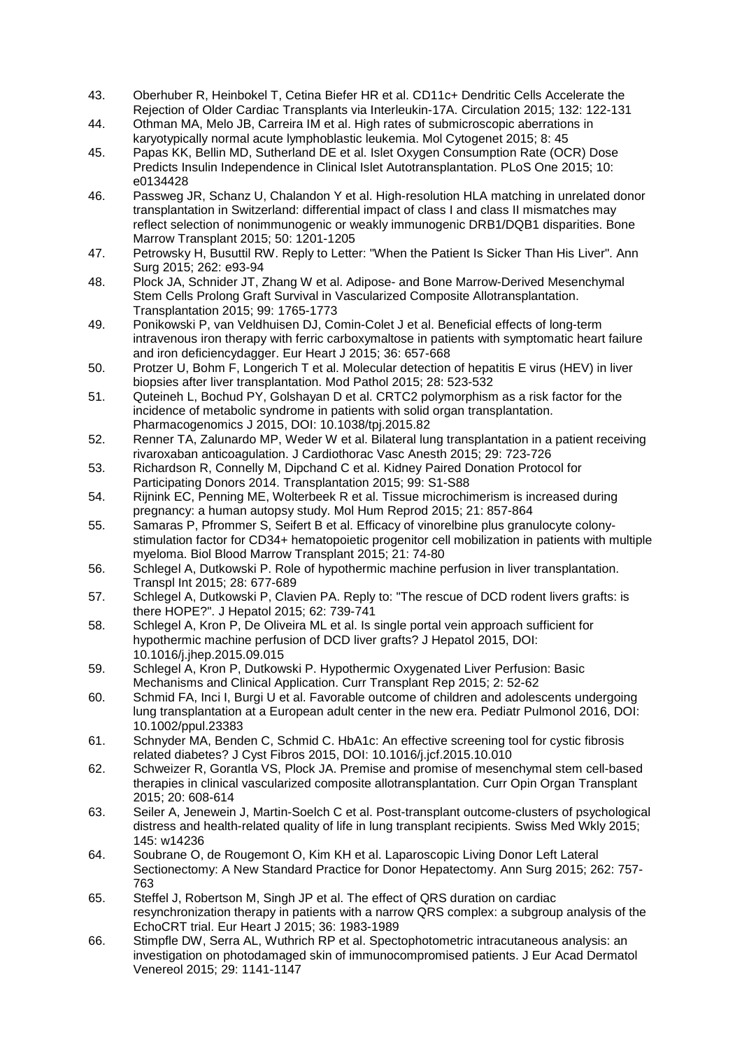43. Oberhuber R, Heinbokel T, Cetina Biefer HR et al. CD11c+ Dendritic Cells Accelerate the Rejection of Older Cardiac Transplants via Interleukin-17A. Circulation 2015; 132: 122-131
44. Othman MA, Melo JB, Carreira IM et al. High rates of submicroscopic aberrations in karyotypically normal acute lymphoblastic leukemia. Mol Cytogenet 2015; 8: 45
45. Papas KK, Bellin MD, Sutherland DE et al. Islet Oxygen Consumption Rate (OCR) Dose Predicts Insulin Independence in Clinical Islet Autotransplantation. PLoS One 2015; 10: e0134428
46. Passweg JR, Schanz U, Chalandon Y et al. High-resolution HLA matching in unrelated donor transplantation in Switzerland: differential impact of class I and class II mismatches may reflect selection of nonimmunogenic or weakly immunogenic DRB1/DQB1 disparities. Bone Marrow Transplant 2015; 50: 1201-1205
47. Petrowsky H, Busuttil RW. Reply to Letter: "When the Patient Is Sicker Than His Liver". Ann Surg 2015; 262: e93-94
48. Plock JA, Schnider JT, Zhang W et al. Adipose- and Bone Marrow-Derived Mesenchymal Stem Cells Prolong Graft Survival in Vascularized Composite Allotransplantation. Transplantation 2015; 99: 1765-1773
49. Ponikowski P, van Veldhuisen DJ, Comin-Colet J et al. Beneficial effects of long-term intravenous iron therapy with ferric carboxymaltose in patients with symptomatic heart failure and iron deficiencydagger. Eur Heart J 2015; 36: 657-668
50. Protzer U, Bohm F, Longerich T et al. Molecular detection of hepatitis E virus (HEV) in liver biopsies after liver transplantation. Mod Pathol 2015; 28: 523-532
51. Quteineh L, Bochud PY, Golshayan D et al. CRTC2 polymorphism as a risk factor for the incidence of metabolic syndrome in patients with solid organ transplantation. Pharmacogenomics J 2015, DOI: 10.1038/tpj.2015.82
52. Renner TA, Zalunardo MP, Weder W et al. Bilateral lung transplantation in a patient receiving rivaroxaban anticoagulation. J Cardiothorac Vasc Anesth 2015; 29: 723-726
53. Richardson R, Connelly M, Dipchand C et al. Kidney Paired Donation Protocol for Participating Donors 2014. Transplantation 2015; 99: S1-S88
54. Rijnink EC, Penning ME, Wolterbeek R et al. Tissue microchimerism is increased during pregnancy: a human autopsy study. Mol Hum Reprod 2015; 21: 857-864
55. Samaras P, Pfrommer S, Seifert B et al. Efficacy of vinorelbine plus granulocyte colony-stimulation factor for CD34+ hematopoietic progenitor cell mobilization in patients with multiple myeloma. Biol Blood Marrow Transplant 2015; 21: 74-80
56. Schlegel A, Dutkowski P. Role of hypothermic machine perfusion in liver transplantation. Transpl Int 2015; 28: 677-689
57. Schlegel A, Dutkowski P, Clavien PA. Reply to: "The rescue of DCD rodent livers grafts: is there HOPE?". J Hepatol 2015; 62: 739-741
58. Schlegel A, Kron P, De Oliveira ML et al. Is single portal vein approach sufficient for hypothermic machine perfusion of DCD liver grafts? J Hepatol 2015, DOI: 10.1016/j.jhep.2015.09.015
59. Schlegel A, Kron P, Dutkowski P. Hypothermic Oxygenated Liver Perfusion: Basic Mechanisms and Clinical Application. Curr Transplant Rep 2015; 2: 52-62
60. Schmid FA, Inci I, Burgi U et al. Favorable outcome of children and adolescents undergoing lung transplantation at a European adult center in the new era. Pediatr Pulmonol 2016, DOI: 10.1002/ppul.23383
61. Schnyder MA, Benden C, Schmid C. HbA1c: An effective screening tool for cystic fibrosis related diabetes? J Cyst Fibros 2015, DOI: 10.1016/j.jcf.2015.10.010
62. Schweizer R, Gorantla VS, Plock JA. Premise and promise of mesenchymal stem cell-based therapies in clinical vascularized composite allotransplantation. Curr Opin Organ Transplant 2015; 20: 608-614
63. Seiler A, Jenewein J, Martin-Soelch C et al. Post-transplant outcome-clusters of psychological distress and health-related quality of life in lung transplant recipients. Swiss Med Wkly 2015; 145: w14236
64. Soubrane O, de Rougemont O, Kim KH et al. Laparoscopic Living Donor Left Lateral Sectionectomy: A New Standard Practice for Donor Hepatectomy. Ann Surg 2015; 262: 757-763
65. Steffel J, Robertson M, Singh JP et al. The effect of QRS duration on cardiac resynchronization therapy in patients with a narrow QRS complex: a subgroup analysis of the EchoCRT trial. Eur Heart J 2015; 36: 1983-1989
66. Stimpfle DW, Serra AL, Wuthrich RP et al. Spectophotometric intracutaneous analysis: an investigation on photodamaged skin of immunocompromised patients. J Eur Acad Dermatol Venereol 2015; 29: 1141-1147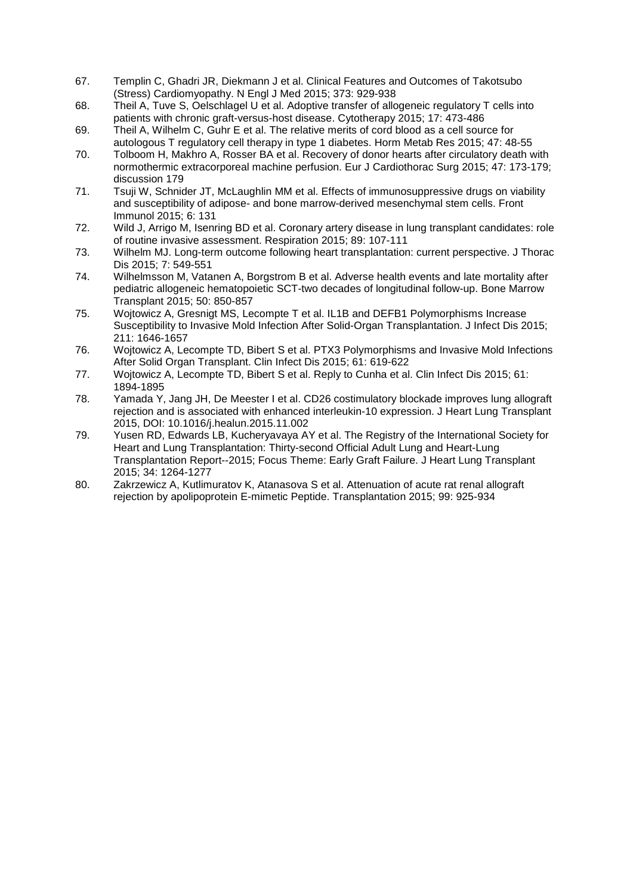67. Templin C, Ghadri JR, Diekmann J et al. Clinical Features and Outcomes of Takotsubo (Stress) Cardiomyopathy. N Engl J Med 2015; 373: 929-938
68. Theil A, Tuve S, Oelschlagel U et al. Adoptive transfer of allogeneic regulatory T cells into patients with chronic graft-versus-host disease. Cytotherapy 2015; 17: 473-486
69. Theil A, Wilhelm C, Guhr E et al. The relative merits of cord blood as a cell source for autologous T regulatory cell therapy in type 1 diabetes. Horm Metab Res 2015; 47: 48-55
70. Tolboom H, Makhro A, Rosser BA et al. Recovery of donor hearts after circulatory death with normothermic extracorporeal machine perfusion. Eur J Cardiothorac Surg 2015; 47: 173-179; discussion 179
71. Tsuji W, Schnider JT, McLaughlin MM et al. Effects of immunosuppressive drugs on viability and susceptibility of adipose- and bone marrow-derived mesenchymal stem cells. Front Immunol 2015; 6: 131
72. Wild J, Arrigo M, Isenring BD et al. Coronary artery disease in lung transplant candidates: role of routine invasive assessment. Respiration 2015; 89: 107-111
73. Wilhelm MJ. Long-term outcome following heart transplantation: current perspective. J Thorac Dis 2015; 7: 549-551
74. Wilhelmsson M, Vatanen A, Borgstrom B et al. Adverse health events and late mortality after pediatric allogeneic hematopoietic SCT-two decades of longitudinal follow-up. Bone Marrow Transplant 2015; 50: 850-857
75. Wojtowicz A, Gresnigt MS, Lecompte T et al. IL1B and DEFB1 Polymorphisms Increase Susceptibility to Invasive Mold Infection After Solid-Organ Transplantation. J Infect Dis 2015; 211: 1646-1657
76. Wojtowicz A, Lecompte TD, Bibert S et al. PTX3 Polymorphisms and Invasive Mold Infections After Solid Organ Transplant. Clin Infect Dis 2015; 61: 619-622
77. Wojtowicz A, Lecompte TD, Bibert S et al. Reply to Cunha et al. Clin Infect Dis 2015; 61: 1894-1895
78. Yamada Y, Jang JH, De Meester I et al. CD26 costimulatory blockade improves lung allograft rejection and is associated with enhanced interleukin-10 expression. J Heart Lung Transplant 2015, DOI: 10.1016/j.healun.2015.11.002
79. Yusen RD, Edwards LB, Kucheryavaya AY et al. The Registry of the International Society for Heart and Lung Transplantation: Thirty-second Official Adult Lung and Heart-Lung Transplantation Report--2015; Focus Theme: Early Graft Failure. J Heart Lung Transplant 2015; 34: 1264-1277
80. Zakrzewicz A, Kutlimuratov K, Atanasova S et al. Attenuation of acute rat renal allograft rejection by apolipoprotein E-mimetic Peptide. Transplantation 2015; 99: 925-934